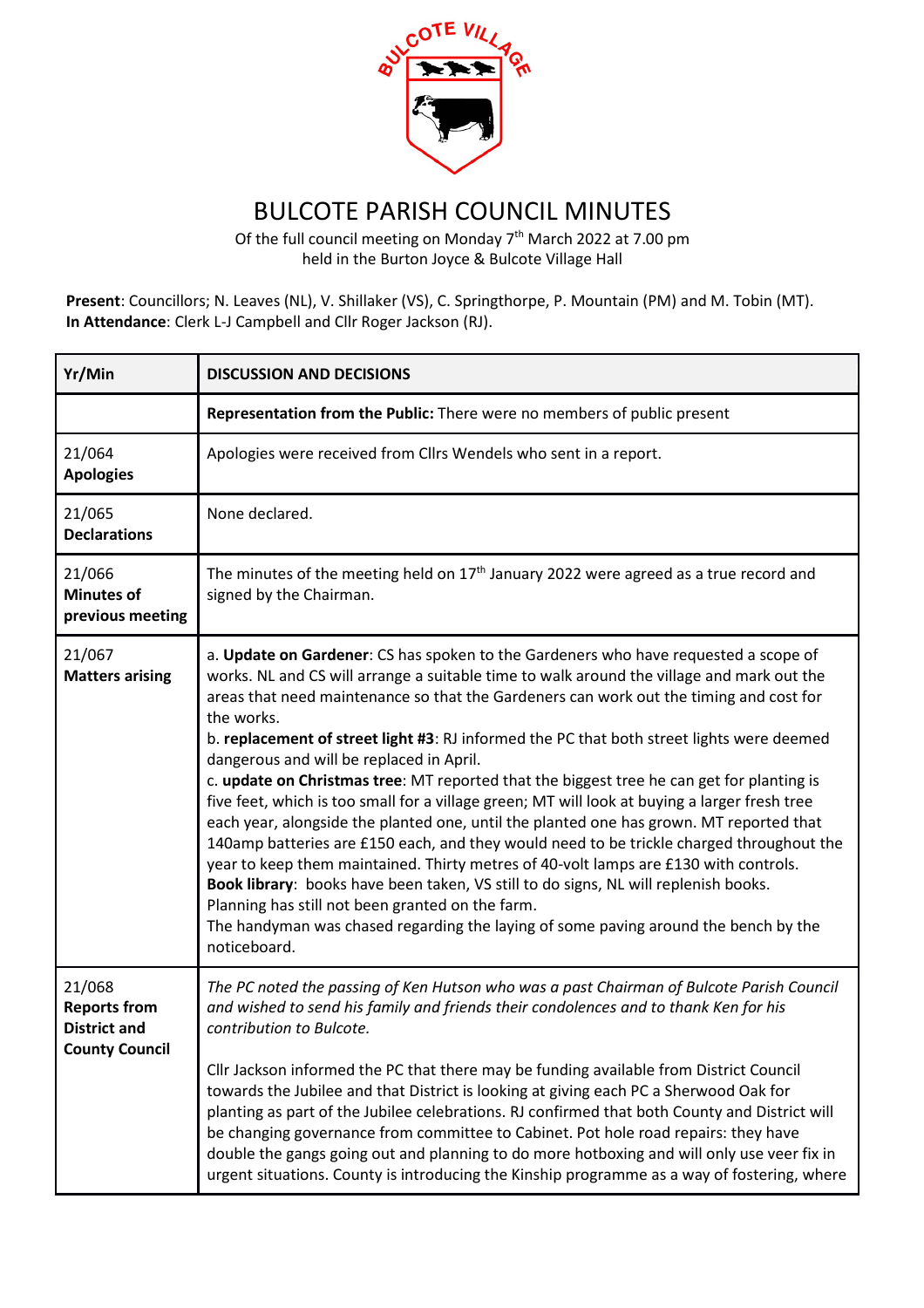# BULCOTE PARISH COUNCIL MINUTES

Of the full council meeting on Monday 7th March 2022 at 7.00 pm
held in the Burton Joyce & Bulcote Village Hall

**Present**: Councillors; N. Leaves (NL), V. Shillaker (VS), C. Springthorpe, P. Mountain (PM) and M. Tobin (MT).
**In Attendance**: Clerk L-J Campbell and Cllr Roger Jackson (RJ).

| Yr/Min | DISCUSSION AND DECISIONS |
|---|---|
| | **Representation from the Public:** There were no members of public present |
| 21/064 **Apologies** | Apologies were received from Cllrs Wendels who sent in a report. |
| 21/065 **Declarations** | None declared. |
| 21/066 **Minutes of previous meeting** | The minutes of the meeting held on 17th January 2022 were agreed as a true record and signed by the Chairman. |
| 21/067 **Matters arising** | a. **Update on Gardener**: CS has spoken to the Gardeners who have requested a scope of works. NL and CS will arrange a suitable time to walk around the village and mark out the areas that need maintenance so that the Gardeners can work out the timing and cost for the works.<br>b. **replacement of street light #3**: RJ informed the PC that both street lights were deemed dangerous and will be replaced in April.<br>c. **update on Christmas tree**: MT reported that the biggest tree he can get for planting is five feet, which is too small for a village green; MT will look at buying a larger fresh tree each year, alongside the planted one, until the planted one has grown. MT reported that 140amp batteries are £150 each, and they would need to be trickle charged throughout the year to keep them maintained. Thirty metres of 40-volt lamps are £130 with controls.<br>**Book library**: books have been taken, VS still to do signs, NL will replenish books.<br>Planning has still not been granted on the farm.<br>The handyman was chased regarding the laying of some paving around the bench by the noticeboard. |
| 21/068 **Reports from District and County Council** | *The PC noted the passing of Ken Hutson who was a past Chairman of Bulcote Parish Council and wished to send his family and friends their condolences and to thank Ken for his contribution to Bulcote.*<br><br>Cllr Jackson informed the PC that there may be funding available from District Council towards the Jubilee and that District is looking at giving each PC a Sherwood Oak for planting as part of the Jubilee celebrations. RJ confirmed that both County and District will be changing governance from committee to Cabinet. Pot hole road repairs: they have double the gangs going out and planning to do more hotboxing and will only use veer fix in urgent situations. County is introducing the Kinship programme as a way of fostering, where |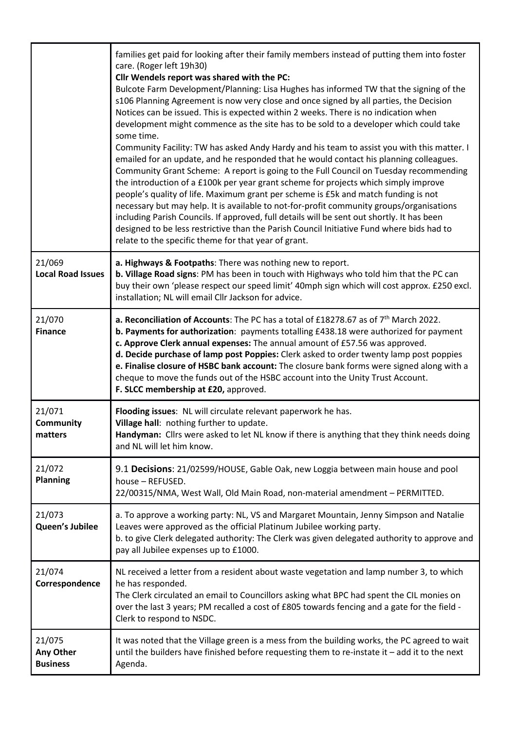| | |
|---|---|
| | families get paid for looking after their family members instead of putting them into foster care. (Roger left 19h30)<br>**Cllr Wendels report was shared with the PC:**<br>Bulcote Farm Development/Planning: Lisa Hughes has informed TW that the signing of the s106 Planning Agreement is now very close and once signed by all parties, the Decision Notices can be issued. This is expected within 2 weeks. There is no indication when development might commence as the site has to be sold to a developer which could take some time.<br>Community Facility: TW has asked Andy Hardy and his team to assist you with this matter. I emailed for an update, and he responded that he would contact his planning colleagues.<br>Community Grant Scheme: A report is going to the Full Council on Tuesday recommending the introduction of a £100k per year grant scheme for projects which simply improve people's quality of life. Maximum grant per scheme is £5k and match funding is not necessary but may help. It is available to not-for-profit community groups/organisations including Parish Councils. If approved, full details will be sent out shortly. It has been designed to be less restrictive than the Parish Council Initiative Fund where bids had to relate to the specific theme for that year of grant. |
| 21/069<br>**Local Road Issues** | **a. Highways & Footpaths**: There was nothing new to report.<br>**b. Village Road signs**: PM has been in touch with Highways who told him that the PC can buy their own 'please respect our speed limit' 40mph sign which will cost approx. £250 excl. installation; NL will email Cllr Jackson for advice. |
| 21/070<br>**Finance** | **a. Reconciliation of Accounts**: The PC has a total of £18278.67 as of 7th March 2022.<br>**b. Payments for authorization**: payments totalling £438.18 were authorized for payment<br>**c. Approve Clerk annual expenses:** The annual amount of £57.56 was approved.<br>**d. Decide purchase of lamp post Poppies:** Clerk asked to order twenty lamp post poppies<br>**e. Finalise closure of HSBC bank account:** The closure bank forms were signed along with a cheque to move the funds out of the HSBC account into the Unity Trust Account.<br>**F. SLCC membership at £20,** approved. |
| 21/071<br>**Community matters** | **Flooding issues**: NL will circulate relevant paperwork he has.<br>**Village hall**: nothing further to update.<br>**Handyman:** Cllrs were asked to let NL know if there is anything that they think needs doing and NL will let him know. |
| 21/072<br>**Planning** | 9.1 **Decisions**: 21/02599/HOUSE, Gable Oak, new Loggia between main house and pool house – REFUSED.<br>22/00315/NMA, West Wall, Old Main Road, non-material amendment – PERMITTED. |
| 21/073<br>**Queen's Jubilee** | a. To approve a working party: NL, VS and Margaret Mountain, Jenny Simpson and Natalie Leaves were approved as the official Platinum Jubilee working party.<br>b. to give Clerk delegated authority: The Clerk was given delegated authority to approve and pay all Jubilee expenses up to £1000. |
| 21/074<br>**Correspondence** | NL received a letter from a resident about waste vegetation and lamp number 3, to which he has responded.<br>The Clerk circulated an email to Councillors asking what BPC had spent the CIL monies on over the last 3 years; PM recalled a cost of £805 towards fencing and a gate for the field - Clerk to respond to NSDC. |
| 21/075<br>**Any Other Business** | It was noted that the Village green is a mess from the building works, the PC agreed to wait until the builders have finished before requesting them to re-instate it – add it to the next Agenda. |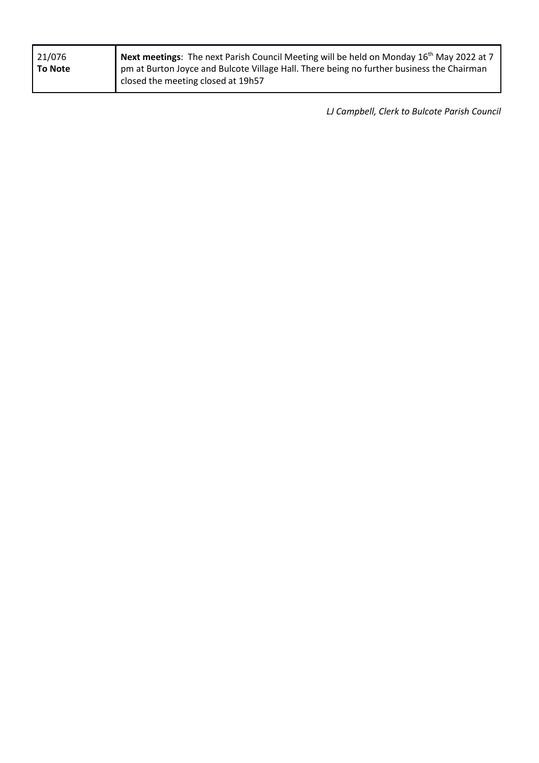| | |
|---|---|
| 21/076<br>**To Note** | **Next meetings**: The next Parish Council Meeting will be held on Monday 16th May 2022 at 7 pm at Burton Joyce and Bulcote Village Hall. There being no further business the Chairman closed the meeting closed at 19h57 |

*LJ Campbell, Clerk to Bulcote Parish Council*